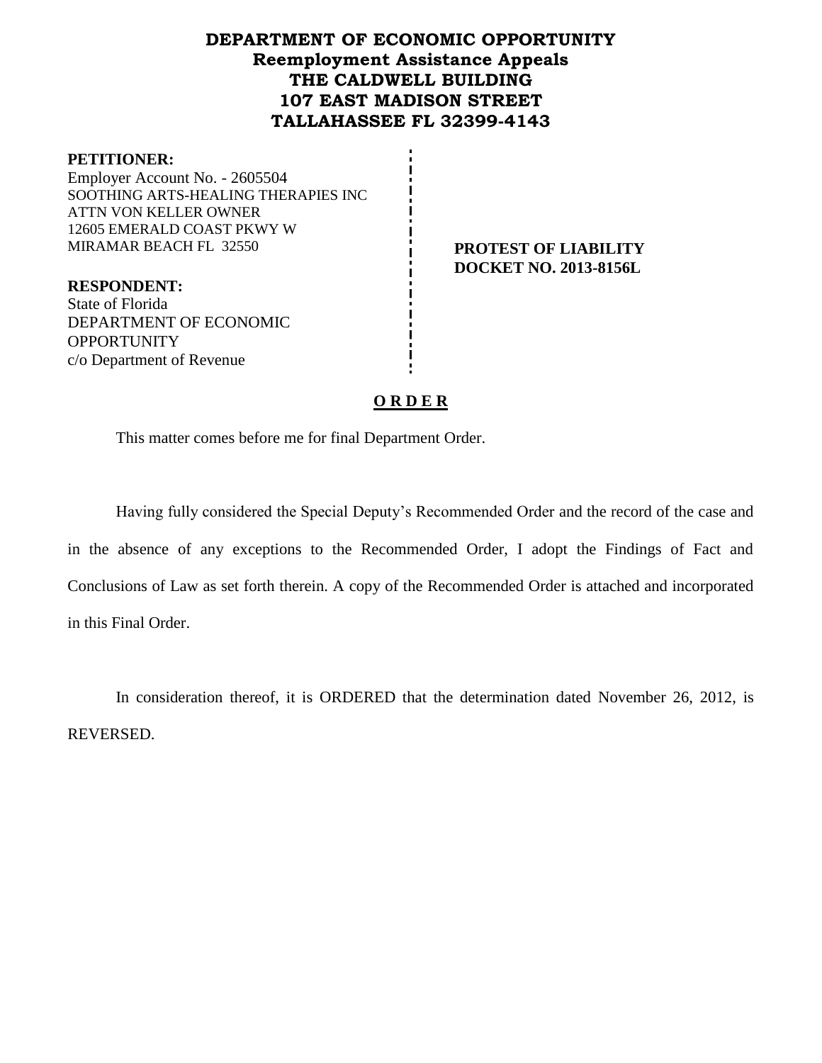# DEPARTMENT OF ECONOMIC OPPORTUNITY
## Reemployment Assistance Appeals
## THE CALDWELL BUILDING
## 107 EAST MADISON STREET
## TALLAHASSEE FL 32399-4143

**PETITIONER:**
Employer Account No. - 2605504
SOOTHING ARTS-HEALING THERAPIES INC
ATTN VON KELLER OWNER
12605 EMERALD COAST PKWY W
MIRAMAR BEACH FL 32550

**PROTEST OF LIABILITY**
**DOCKET NO. 2013-8156L**

**RESPONDENT:**
State of Florida
DEPARTMENT OF ECONOMIC OPPORTUNITY
c/o Department of Revenue

**O R D E R**

This matter comes before me for final Department Order.

Having fully considered the Special Deputy's Recommended Order and the record of the case and in the absence of any exceptions to the Recommended Order, I adopt the Findings of Fact and Conclusions of Law as set forth therein. A copy of the Recommended Order is attached and incorporated in this Final Order.

In consideration thereof, it is ORDERED that the determination dated November 26, 2012, is REVERSED.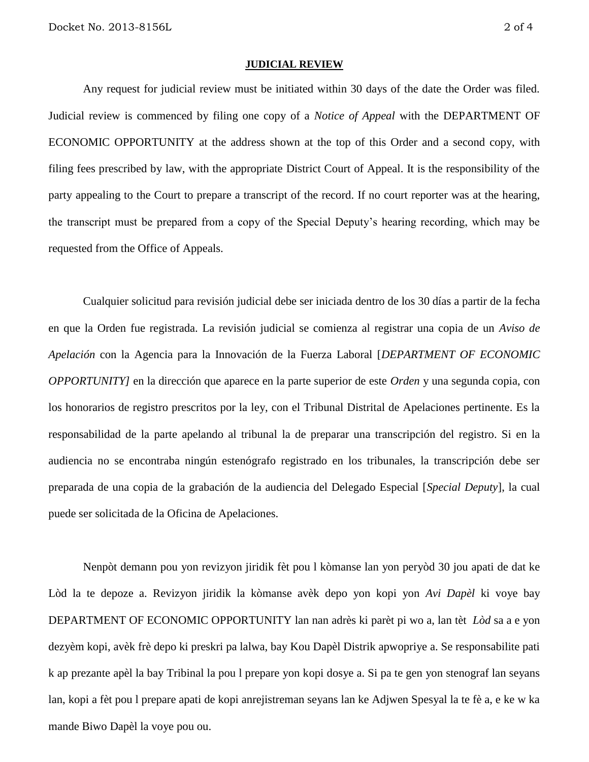## JUDICIAL REVIEW

Any request for judicial review must be initiated within 30 days of the date the Order was filed. Judicial review is commenced by filing one copy of a *Notice of Appeal* with the DEPARTMENT OF ECONOMIC OPPORTUNITY at the address shown at the top of this Order and a second copy, with filing fees prescribed by law, with the appropriate District Court of Appeal. It is the responsibility of the party appealing to the Court to prepare a transcript of the record. If no court reporter was at the hearing, the transcript must be prepared from a copy of the Special Deputy's hearing recording, which may be requested from the Office of Appeals.

Cualquier solicitud para revisión judicial debe ser iniciada dentro de los 30 días a partir de la fecha en que la Orden fue registrada. La revisión judicial se comienza al registrar una copia de un *Aviso de Apelación* con la Agencia para la Innovación de la Fuerza Laboral [*DEPARTMENT OF ECONOMIC OPPORTUNITY]* en la dirección que aparece en la parte superior de este *Orden* y una segunda copia, con los honorarios de registro prescritos por la ley, con el Tribunal Distrital de Apelaciones pertinente. Es la responsabilidad de la parte apelando al tribunal la de preparar una transcripción del registro. Si en la audiencia no se encontraba ningún estenógrafo registrado en los tribunales, la transcripción debe ser preparada de una copia de la grabación de la audiencia del Delegado Especial [*Special Deputy*], la cual puede ser solicitada de la Oficina de Apelaciones.

Nenpòt demann pou yon revizyon jiridik fèt pou l kòmanse lan yon peryòd 30 jou apati de dat ke Lòd la te depoze a. Revizyon jiridik la kòmanse avèk depo yon kopi yon *Avi Dapèl* ki voye bay DEPARTMENT OF ECONOMIC OPPORTUNITY lan nan adrès ki parèt pi wo a, lan tèt *Lòd* sa a e yon dezyèm kopi, avèk frè depo ki preskri pa lalwa, bay Kou Dapèl Distrik apwopriye a. Se responsabilite pati k ap prezante apèl la bay Tribinal la pou l prepare yon kopi dosye a. Si pa te gen yon stenograf lan seyans lan, kopi a fèt pou l prepare apati de kopi anrejistreman seyans lan ke Adjwen Spesyal la te fè a, e ke w ka mande Biwo Dapèl la voye pou ou.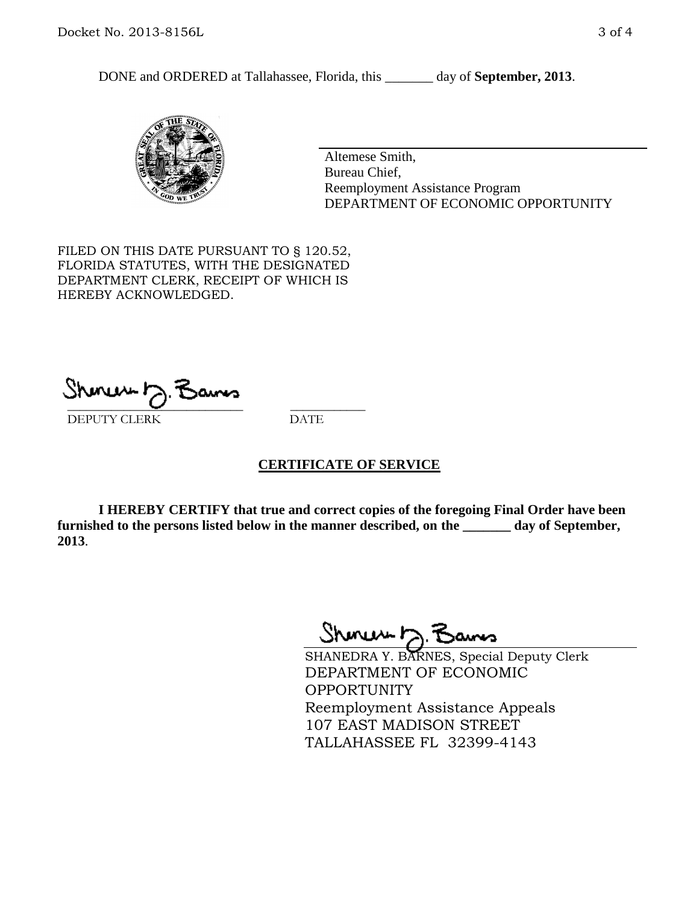DONE and ORDERED at Tallahassee, Florida, this _______ day of **September, 2013**.

Altemese Smith,
Bureau Chief,
Reemployment Assistance Program
DEPARTMENT OF ECONOMIC OPPORTUNITY

FILED ON THIS DATE PURSUANT TO § 120.52, FLORIDA STATUTES, WITH THE DESIGNATED DEPARTMENT CLERK, RECEIPT OF WHICH IS HEREBY ACKNOWLEDGED.

___________________________ ___________
DEPUTY CLERK DATE

## CERTIFICATE OF SERVICE

**I HEREBY CERTIFY that true and correct copies of the foregoing Final Order have been furnished to the persons listed below in the manner described, on the _______ day of September, 2013**.

SHANEDRA Y. BARNES, Special Deputy Clerk
DEPARTMENT OF ECONOMIC OPPORTUNITY
Reemployment Assistance Appeals
107 EAST MADISON STREET
TALLAHASSEE FL 32399-4143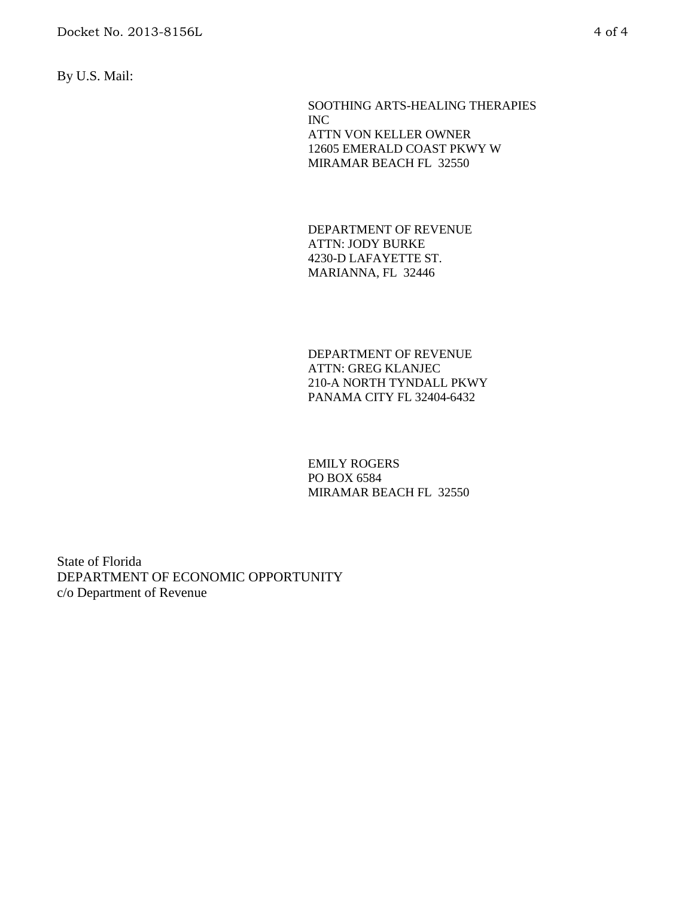By U.S. Mail:

SOOTHING ARTS-HEALING THERAPIES
INC
ATTN VON KELLER OWNER
12605 EMERALD COAST PKWY W
MIRAMAR BEACH FL 32550

DEPARTMENT OF REVENUE
ATTN: JODY BURKE
4230-D LAFAYETTE ST.
MARIANNA, FL 32446

DEPARTMENT OF REVENUE
ATTN: GREG KLANJEC
210-A NORTH TYNDALL PKWY
PANAMA CITY FL 32404-6432

EMILY ROGERS
PO BOX 6584
MIRAMAR BEACH FL 32550

State of Florida
DEPARTMENT OF ECONOMIC OPPORTUNITY
c/o Department of Revenue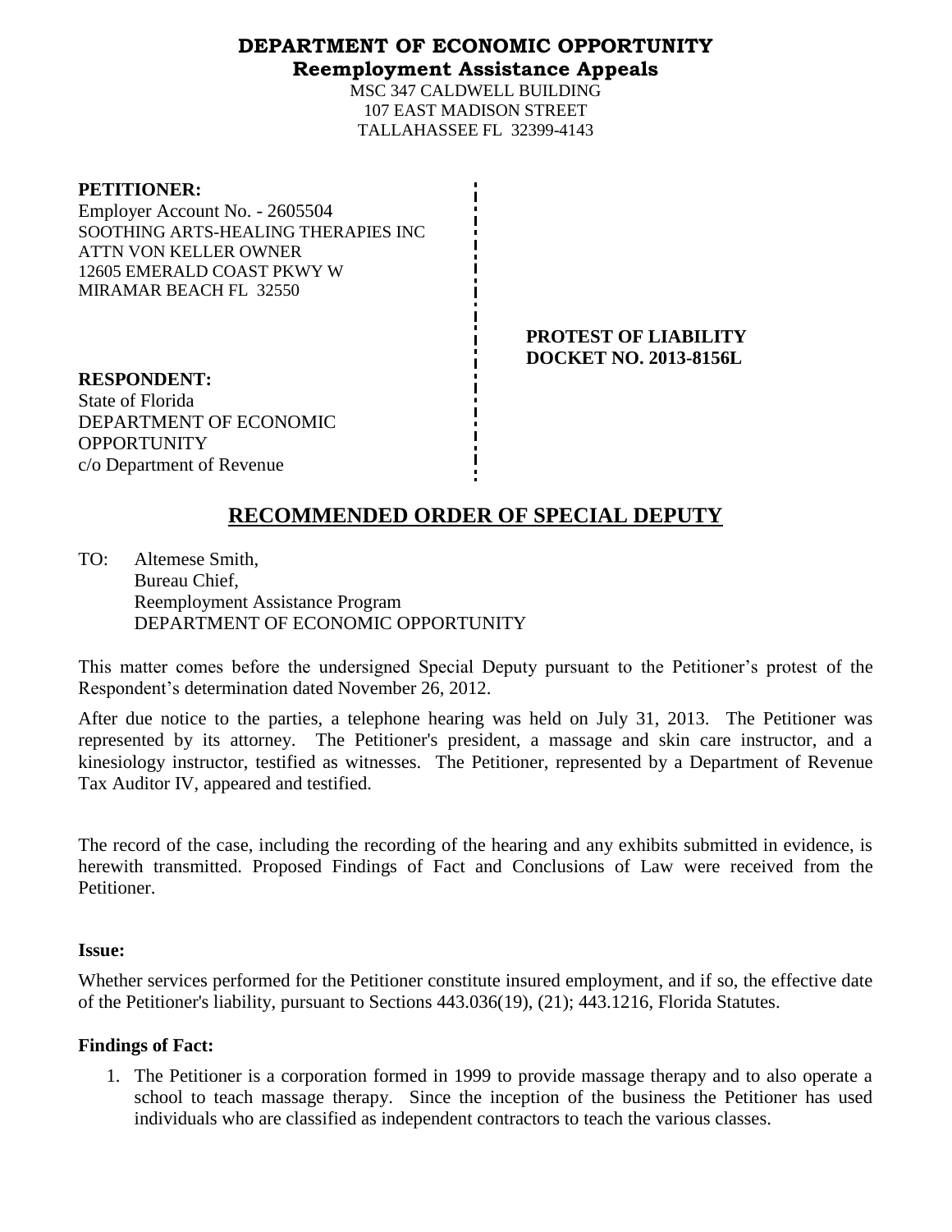**DEPARTMENT OF ECONOMIC OPPORTUNITY**
**Reemployment Assistance Appeals**

MSC 347 CALDWELL BUILDING
107 EAST MADISON STREET
TALLAHASSEE FL 32399-4143

**PETITIONER:**
Employer Account No. - 2605504
SOOTHING ARTS-HEALING THERAPIES INC
ATTN VON KELLER OWNER
12605 EMERALD COAST PKWY W
MIRAMAR BEACH FL 32550

**PROTEST OF LIABILITY**
**DOCKET NO. 2013-8156L**

**RESPONDENT:**
State of Florida
DEPARTMENT OF ECONOMIC OPPORTUNITY
c/o Department of Revenue

## RECOMMENDED ORDER OF SPECIAL DEPUTY

TO: Altemese Smith,
Bureau Chief,
Reemployment Assistance Program
DEPARTMENT OF ECONOMIC OPPORTUNITY

This matter comes before the undersigned Special Deputy pursuant to the Petitioner's protest of the Respondent's determination dated November 26, 2012.

After due notice to the parties, a telephone hearing was held on July 31, 2013. The Petitioner was represented by its attorney. The Petitioner's president, a massage and skin care instructor, and a kinesiology instructor, testified as witnesses. The Petitioner, represented by a Department of Revenue Tax Auditor IV, appeared and testified.

The record of the case, including the recording of the hearing and any exhibits submitted in evidence, is herewith transmitted. Proposed Findings of Fact and Conclusions of Law were received from the Petitioner.

**Issue:**

Whether services performed for the Petitioner constitute insured employment, and if so, the effective date of the Petitioner's liability, pursuant to Sections 443.036(19), (21); 443.1216, Florida Statutes.

**Findings of Fact:**

1. The Petitioner is a corporation formed in 1999 to provide massage therapy and to also operate a school to teach massage therapy. Since the inception of the business the Petitioner has used individuals who are classified as independent contractors to teach the various classes.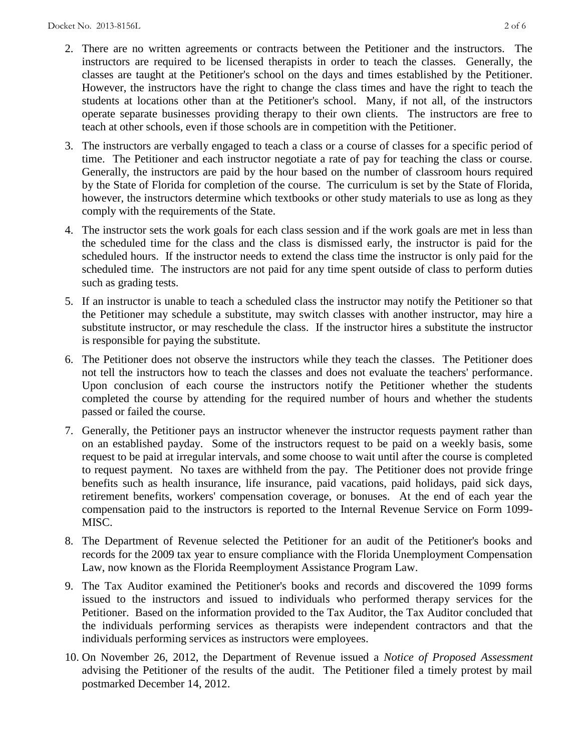2. There are no written agreements or contracts between the Petitioner and the instructors. The instructors are required to be licensed therapists in order to teach the classes. Generally, the classes are taught at the Petitioner's school on the days and times established by the Petitioner. However, the instructors have the right to change the class times and have the right to teach the students at locations other than at the Petitioner's school. Many, if not all, of the instructors operate separate businesses providing therapy to their own clients. The instructors are free to teach at other schools, even if those schools are in competition with the Petitioner.

3. The instructors are verbally engaged to teach a class or a course of classes for a specific period of time. The Petitioner and each instructor negotiate a rate of pay for teaching the class or course. Generally, the instructors are paid by the hour based on the number of classroom hours required by the State of Florida for completion of the course. The curriculum is set by the State of Florida, however, the instructors determine which textbooks or other study materials to use as long as they comply with the requirements of the State.

4. The instructor sets the work goals for each class session and if the work goals are met in less than the scheduled time for the class and the class is dismissed early, the instructor is paid for the scheduled hours. If the instructor needs to extend the class time the instructor is only paid for the scheduled time. The instructors are not paid for any time spent outside of class to perform duties such as grading tests.

5. If an instructor is unable to teach a scheduled class the instructor may notify the Petitioner so that the Petitioner may schedule a substitute, may switch classes with another instructor, may hire a substitute instructor, or may reschedule the class. If the instructor hires a substitute the instructor is responsible for paying the substitute.

6. The Petitioner does not observe the instructors while they teach the classes. The Petitioner does not tell the instructors how to teach the classes and does not evaluate the teachers' performance. Upon conclusion of each course the instructors notify the Petitioner whether the students completed the course by attending for the required number of hours and whether the students passed or failed the course.

7. Generally, the Petitioner pays an instructor whenever the instructor requests payment rather than on an established payday. Some of the instructors request to be paid on a weekly basis, some request to be paid at irregular intervals, and some choose to wait until after the course is completed to request payment. No taxes are withheld from the pay. The Petitioner does not provide fringe benefits such as health insurance, life insurance, paid vacations, paid holidays, paid sick days, retirement benefits, workers' compensation coverage, or bonuses. At the end of each year the compensation paid to the instructors is reported to the Internal Revenue Service on Form 1099-MISC.

8. The Department of Revenue selected the Petitioner for an audit of the Petitioner's books and records for the 2009 tax year to ensure compliance with the Florida Unemployment Compensation Law, now known as the Florida Reemployment Assistance Program Law.

9. The Tax Auditor examined the Petitioner's books and records and discovered the 1099 forms issued to the instructors and issued to individuals who performed therapy services for the Petitioner. Based on the information provided to the Tax Auditor, the Tax Auditor concluded that the individuals performing services as therapists were independent contractors and that the individuals performing services as instructors were employees.

10. On November 26, 2012, the Department of Revenue issued a *Notice of Proposed Assessment* advising the Petitioner of the results of the audit. The Petitioner filed a timely protest by mail postmarked December 14, 2012.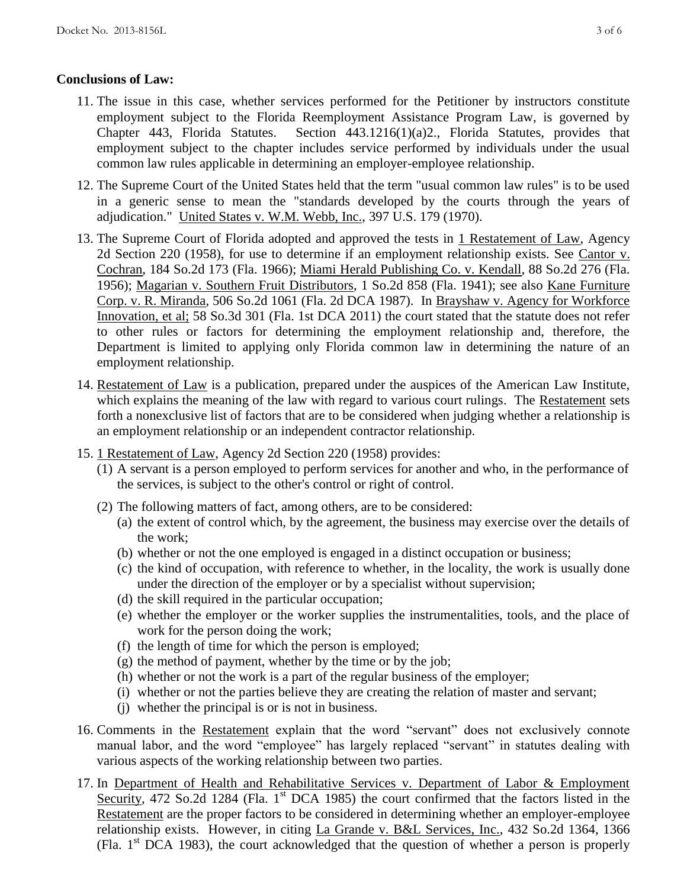**Conclusions of Law:**

11. The issue in this case, whether services performed for the Petitioner by instructors constitute employment subject to the Florida Reemployment Assistance Program Law, is governed by Chapter 443, Florida Statutes. Section 443.1216(1)(a)2., Florida Statutes, provides that employment subject to the chapter includes service performed by individuals under the usual common law rules applicable in determining an employer-employee relationship.

12. The Supreme Court of the United States held that the term "usual common law rules" is to be used in a generic sense to mean the "standards developed by the courts through the years of adjudication." United States v. W.M. Webb, Inc., 397 U.S. 179 (1970).

13. The Supreme Court of Florida adopted and approved the tests in 1 Restatement of Law, Agency 2d Section 220 (1958), for use to determine if an employment relationship exists. See Cantor v. Cochran, 184 So.2d 173 (Fla. 1966); Miami Herald Publishing Co. v. Kendall, 88 So.2d 276 (Fla. 1956); Magarian v. Southern Fruit Distributors, 1 So.2d 858 (Fla. 1941); see also Kane Furniture Corp. v. R. Miranda, 506 So.2d 1061 (Fla. 2d DCA 1987). In Brayshaw v. Agency for Workforce Innovation, et al; 58 So.3d 301 (Fla. 1st DCA 2011) the court stated that the statute does not refer to other rules or factors for determining the employment relationship and, therefore, the Department is limited to applying only Florida common law in determining the nature of an employment relationship.

14. Restatement of Law is a publication, prepared under the auspices of the American Law Institute, which explains the meaning of the law with regard to various court rulings. The Restatement sets forth a nonexclusive list of factors that are to be considered when judging whether a relationship is an employment relationship or an independent contractor relationship.

15. 1 Restatement of Law, Agency 2d Section 220 (1958) provides:
    (1) A servant is a person employed to perform services for another and who, in the performance of the services, is subject to the other's control or right of control.
    (2) The following matters of fact, among others, are to be considered:
        (a) the extent of control which, by the agreement, the business may exercise over the details of the work;
        (b) whether or not the one employed is engaged in a distinct occupation or business;
        (c) the kind of occupation, with reference to whether, in the locality, the work is usually done under the direction of the employer or by a specialist without supervision;
        (d) the skill required in the particular occupation;
        (e) whether the employer or the worker supplies the instrumentalities, tools, and the place of work for the person doing the work;
        (f) the length of time for which the person is employed;
        (g) the method of payment, whether by the time or by the job;
        (h) whether or not the work is a part of the regular business of the employer;
        (i) whether or not the parties believe they are creating the relation of master and servant;
        (j) whether the principal is or is not in business.

16. Comments in the Restatement explain that the word "servant" does not exclusively connote manual labor, and the word "employee" has largely replaced "servant" in statutes dealing with various aspects of the working relationship between two parties.

17. In Department of Health and Rehabilitative Services v. Department of Labor & Employment Security, 472 So.2d 1284 (Fla. 1st DCA 1985) the court confirmed that the factors listed in the Restatement are the proper factors to be considered in determining whether an employer-employee relationship exists. However, in citing La Grande v. B&L Services, Inc., 432 So.2d 1364, 1366 (Fla. 1st DCA 1983), the court acknowledged that the question of whether a person is properly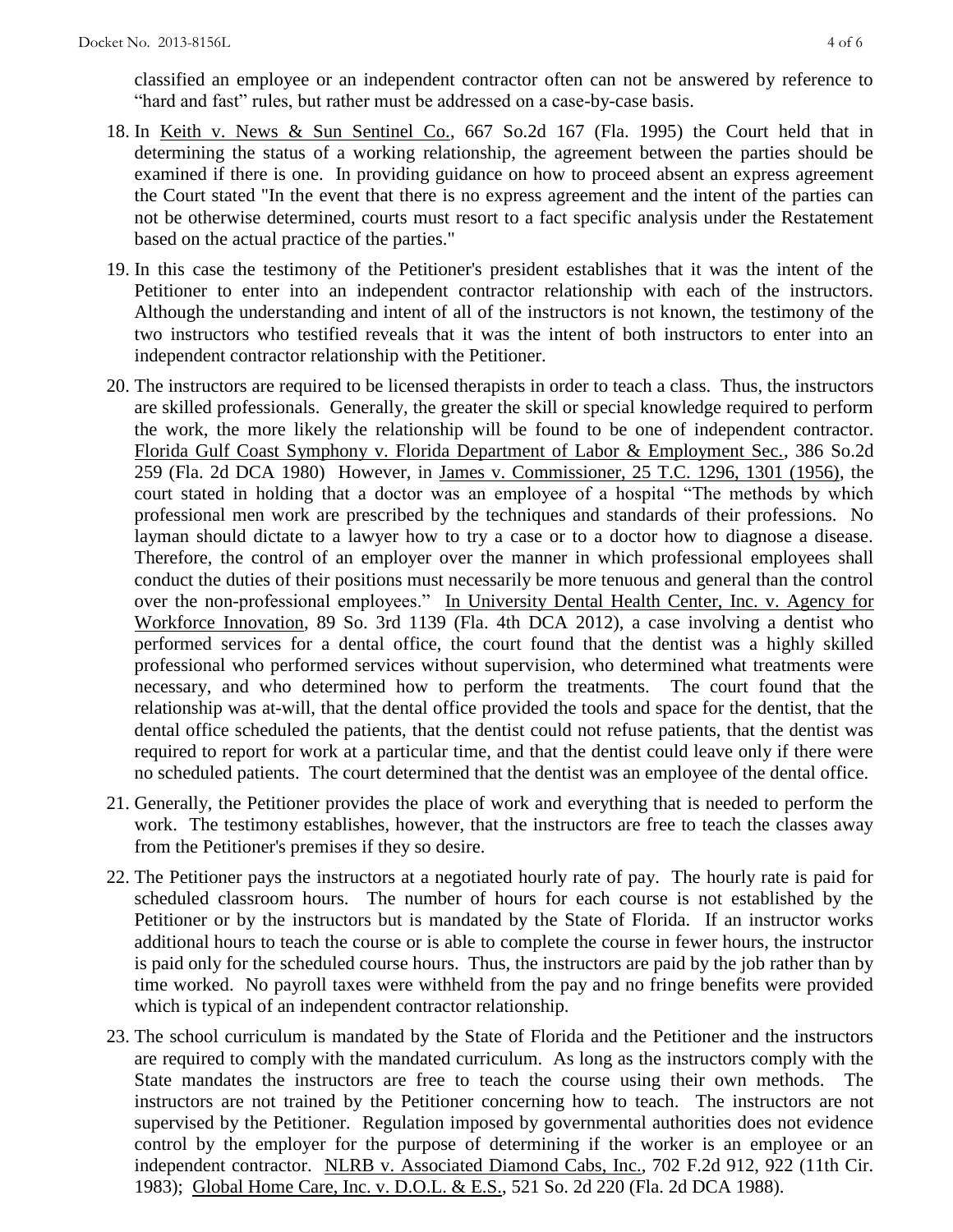classified an employee or an independent contractor often can not be answered by reference to "hard and fast" rules, but rather must be addressed on a case-by-case basis.

18. In Keith v. News & Sun Sentinel Co., 667 So.2d 167 (Fla. 1995) the Court held that in determining the status of a working relationship, the agreement between the parties should be examined if there is one. In providing guidance on how to proceed absent an express agreement the Court stated "In the event that there is no express agreement and the intent of the parties can not be otherwise determined, courts must resort to a fact specific analysis under the Restatement based on the actual practice of the parties."

19. In this case the testimony of the Petitioner's president establishes that it was the intent of the Petitioner to enter into an independent contractor relationship with each of the instructors. Although the understanding and intent of all of the instructors is not known, the testimony of the two instructors who testified reveals that it was the intent of both instructors to enter into an independent contractor relationship with the Petitioner.

20. The instructors are required to be licensed therapists in order to teach a class. Thus, the instructors are skilled professionals. Generally, the greater the skill or special knowledge required to perform the work, the more likely the relationship will be found to be one of independent contractor. Florida Gulf Coast Symphony v. Florida Department of Labor & Employment Sec., 386 So.2d 259 (Fla. 2d DCA 1980) However, in James v. Commissioner, 25 T.C. 1296, 1301 (1956), the court stated in holding that a doctor was an employee of a hospital "The methods by which professional men work are prescribed by the techniques and standards of their professions. No layman should dictate to a lawyer how to try a case or to a doctor how to diagnose a disease. Therefore, the control of an employer over the manner in which professional employees shall conduct the duties of their positions must necessarily be more tenuous and general than the control over the non-professional employees." In University Dental Health Center, Inc. v. Agency for Workforce Innovation, 89 So. 3rd 1139 (Fla. 4th DCA 2012), a case involving a dentist who performed services for a dental office, the court found that the dentist was a highly skilled professional who performed services without supervision, who determined what treatments were necessary, and who determined how to perform the treatments. The court found that the relationship was at-will, that the dental office provided the tools and space for the dentist, that the dental office scheduled the patients, that the dentist could not refuse patients, that the dentist was required to report for work at a particular time, and that the dentist could leave only if there were no scheduled patients. The court determined that the dentist was an employee of the dental office.

21. Generally, the Petitioner provides the place of work and everything that is needed to perform the work. The testimony establishes, however, that the instructors are free to teach the classes away from the Petitioner's premises if they so desire.

22. The Petitioner pays the instructors at a negotiated hourly rate of pay. The hourly rate is paid for scheduled classroom hours. The number of hours for each course is not established by the Petitioner or by the instructors but is mandated by the State of Florida. If an instructor works additional hours to teach the course or is able to complete the course in fewer hours, the instructor is paid only for the scheduled course hours. Thus, the instructors are paid by the job rather than by time worked. No payroll taxes were withheld from the pay and no fringe benefits were provided which is typical of an independent contractor relationship.

23. The school curriculum is mandated by the State of Florida and the Petitioner and the instructors are required to comply with the mandated curriculum. As long as the instructors comply with the State mandates the instructors are free to teach the course using their own methods. The instructors are not trained by the Petitioner concerning how to teach. The instructors are not supervised by the Petitioner. Regulation imposed by governmental authorities does not evidence control by the employer for the purpose of determining if the worker is an employee or an independent contractor. NLRB v. Associated Diamond Cabs, Inc., 702 F.2d 912, 922 (11th Cir. 1983); Global Home Care, Inc. v. D.O.L. & E.S., 521 So. 2d 220 (Fla. 2d DCA 1988).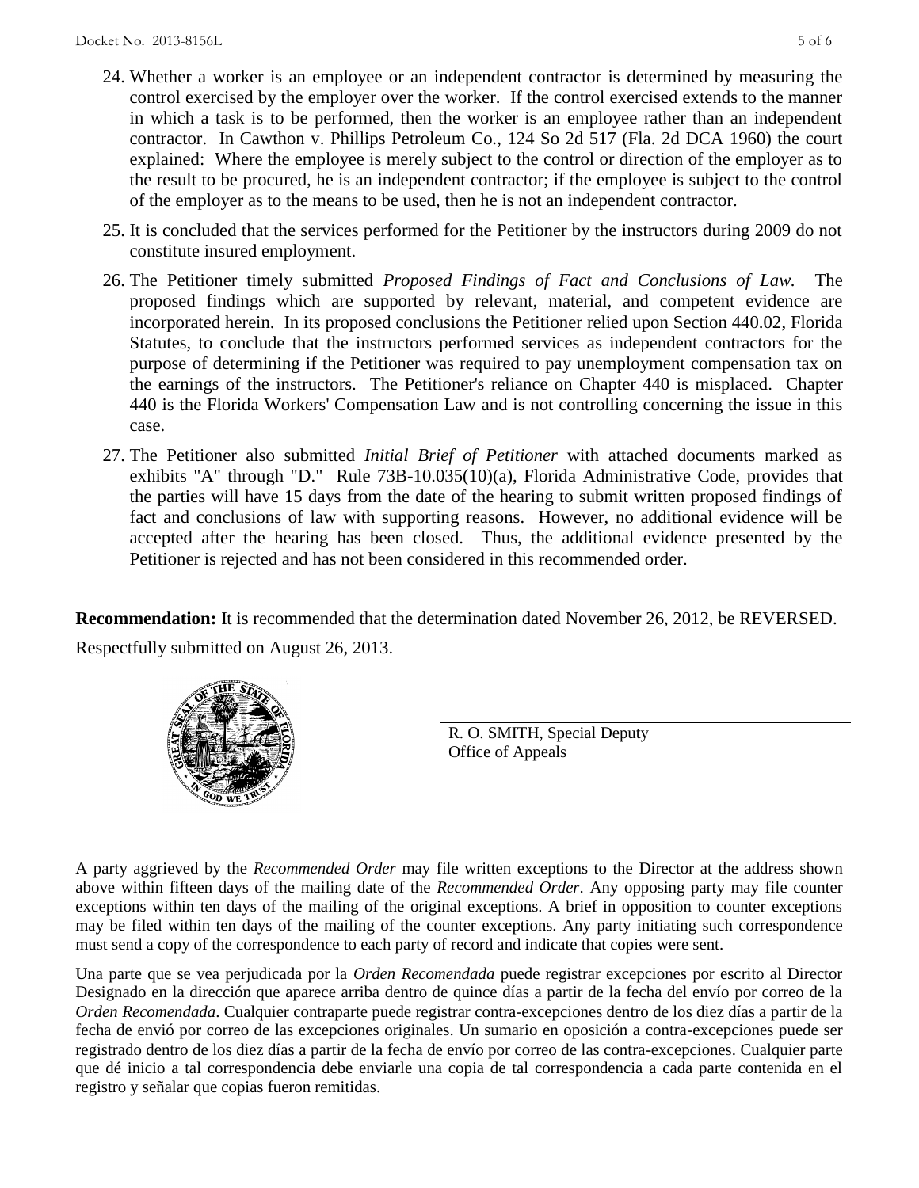24. Whether a worker is an employee or an independent contractor is determined by measuring the control exercised by the employer over the worker. If the control exercised extends to the manner in which a task is to be performed, then the worker is an employee rather than an independent contractor. In Cawthon v. Phillips Petroleum Co., 124 So 2d 517 (Fla. 2d DCA 1960) the court explained: Where the employee is merely subject to the control or direction of the employer as to the result to be procured, he is an independent contractor; if the employee is subject to the control of the employer as to the means to be used, then he is not an independent contractor.

25. It is concluded that the services performed for the Petitioner by the instructors during 2009 do not constitute insured employment.

26. The Petitioner timely submitted *Proposed Findings of Fact and Conclusions of Law.* The proposed findings which are supported by relevant, material, and competent evidence are incorporated herein. In its proposed conclusions the Petitioner relied upon Section 440.02, Florida Statutes, to conclude that the instructors performed services as independent contractors for the purpose of determining if the Petitioner was required to pay unemployment compensation tax on the earnings of the instructors. The Petitioner's reliance on Chapter 440 is misplaced. Chapter 440 is the Florida Workers' Compensation Law and is not controlling concerning the issue in this case.

27. The Petitioner also submitted *Initial Brief of Petitioner* with attached documents marked as exhibits "A" through "D." Rule 73B-10.035(10)(a), Florida Administrative Code, provides that the parties will have 15 days from the date of the hearing to submit written proposed findings of fact and conclusions of law with supporting reasons. However, no additional evidence will be accepted after the hearing has been closed. Thus, the additional evidence presented by the Petitioner is rejected and has not been considered in this recommended order.

**Recommendation:** It is recommended that the determination dated November 26, 2012, be REVERSED.

Respectfully submitted on August 26, 2013.

R. O. SMITH, Special Deputy
Office of Appeals

A party aggrieved by the *Recommended Order* may file written exceptions to the Director at the address shown above within fifteen days of the mailing date of the *Recommended Order*. Any opposing party may file counter exceptions within ten days of the mailing of the original exceptions. A brief in opposition to counter exceptions may be filed within ten days of the mailing of the counter exceptions. Any party initiating such correspondence must send a copy of the correspondence to each party of record and indicate that copies were sent.

Una parte que se vea perjudicada por la *Orden Recomendada* puede registrar excepciones por escrito al Director Designado en la dirección que aparece arriba dentro de quince días a partir de la fecha del envío por correo de la *Orden Recomendada*. Cualquier contraparte puede registrar contra-excepciones dentro de los diez días a partir de la fecha de envió por correo de las excepciones originales. Un sumario en oposición a contra-excepciones puede ser registrado dentro de los diez días a partir de la fecha de envío por correo de las contra-excepciones. Cualquier parte que dé inicio a tal correspondencia debe enviarle una copia de tal correspondencia a cada parte contenida en el registro y señalar que copias fueron remitidas.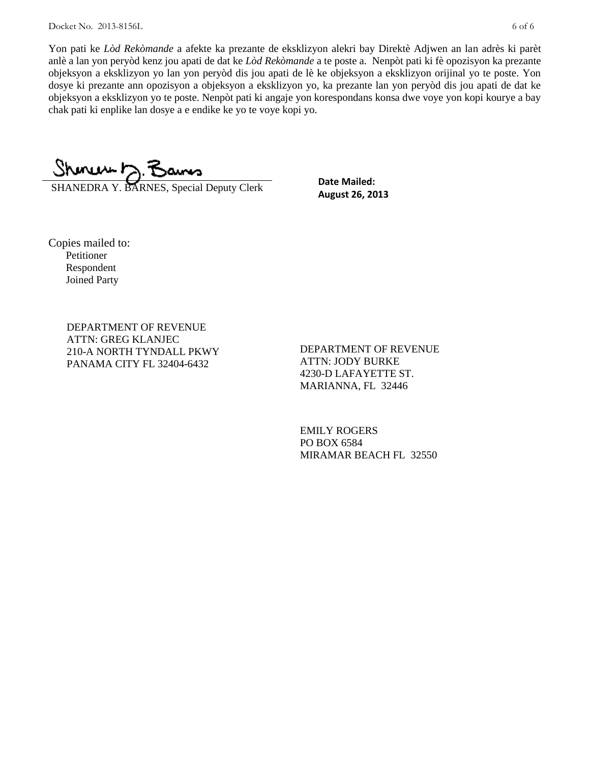Yon pati ke *Lòd Rekòmande* a afekte ka prezante de eksklizyon alekri bay Direktè Adjwen an lan adrès ki parèt anlè a lan yon peryòd kenz jou apati de dat ke *Lòd Rekòmande* a te poste a. Nenpòt pati ki fè opozisyon ka prezante objeksyon a eksklizyon yo lan yon peryòd dis jou apati de lè ke objeksyon a eksklizyon orijinal yo te poste. Yon dosye ki prezante ann opozisyon a objeksyon a eksklizyon yo, ka prezante lan yon peryòd dis jou apati de dat ke objeksyon a eksklizyon yo te poste. Nenpòt pati ki angaje yon korespondans konsa dwe voye yon kopi kourye a bay chak pati ki enplike lan dosye a e endike ke yo te voye kopi yo.

SHANEDRA Y. BARNES, Special Deputy Clerk

**Date Mailed:**
**August 26, 2013**

Copies mailed to:
Petitioner
Respondent
Joined Party

DEPARTMENT OF REVENUE
ATTN: GREG KLANJEC
210-A NORTH TYNDALL PKWY
PANAMA CITY FL 32404-6432

DEPARTMENT OF REVENUE
ATTN: JODY BURKE
4230-D LAFAYETTE ST.
MARIANNA, FL 32446

EMILY ROGERS
PO BOX 6584
MIRAMAR BEACH FL 32550